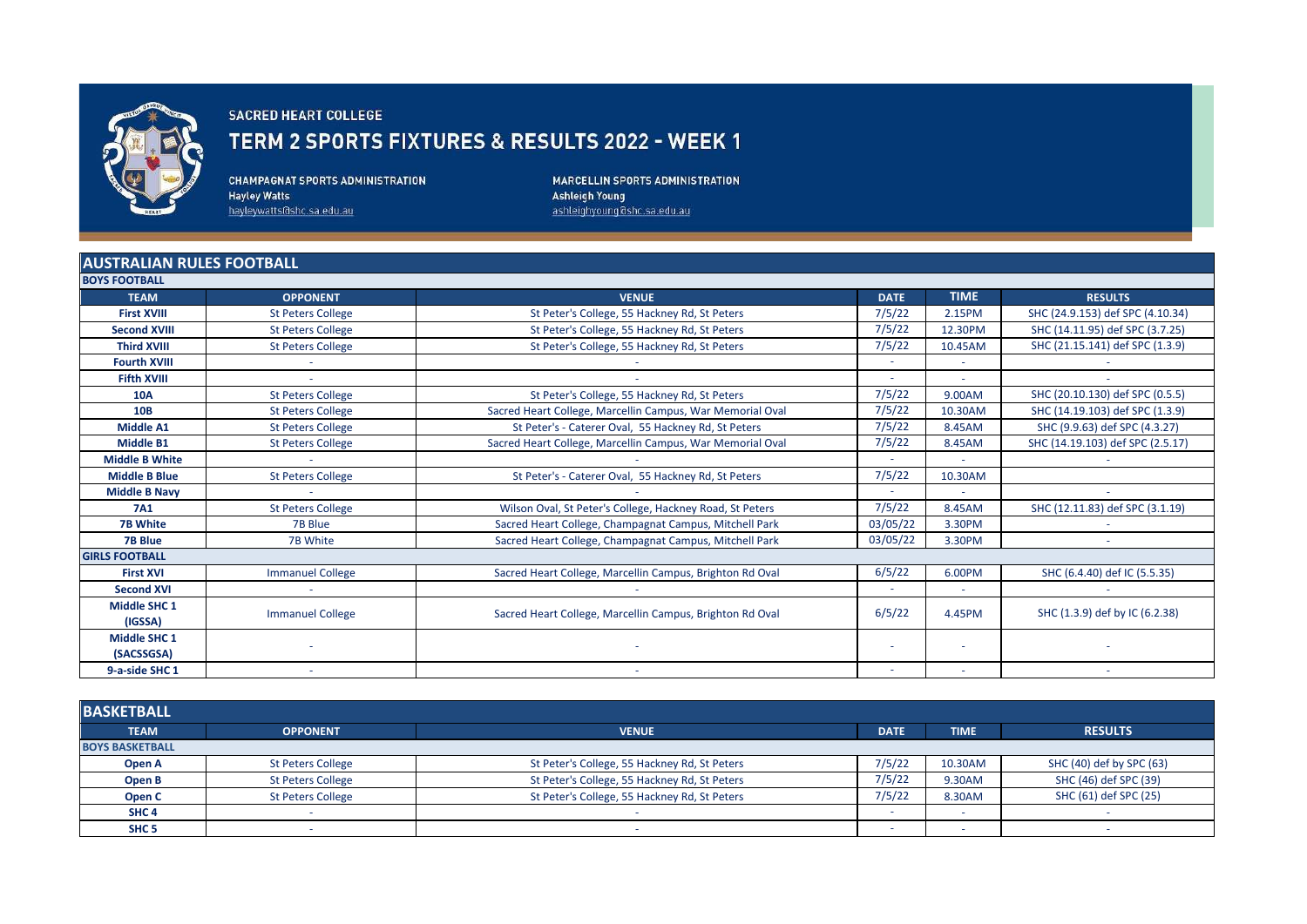# SACRED HEART COLLEGE

## TERM 2 SPORTS FIXTURES & RESULTS 2022 - WEEK 1

**CHAMPAGNAT SPORTS ADMINISTRATION**
Hayley Watts
hayleywatts@shc.sa.edu.au

**MARCELLIN SPORTS ADMINISTRATION**
Ashleigh Young
ashleighyoung@shc.sa.edu.au

## AUSTRALIAN RULES FOOTBALL

| TEAM | OPPONENT | VENUE | DATE | TIME | RESULTS |
|---|---|---|---|---|---|
| **BOYS FOOTBALL** | | | | | |
| **First XVIII** | St Peters College | St Peter's College, 55 Hackney Rd, St Peters | 7/5/22 | 2.15PM | SHC (24.9.153) def SPC (4.10.34) |
| **Second XVIII** | St Peters College | St Peter's College, 55 Hackney Rd, St Peters | 7/5/22 | 12.30PM | SHC (14.11.95) def SPC (3.7.25) |
| **Third XVIII** | St Peters College | St Peter's College, 55 Hackney Rd, St Peters | 7/5/22 | 10.45AM | SHC (21.15.141) def SPC (1.3.9) |
| **Fourth XVIII** | - | - | - | - | - |
| **Fifth XVIII** | - | - | - | - | - |
| **10A** | St Peters College | St Peter's College, 55 Hackney Rd, St Peters | 7/5/22 | 9.00AM | SHC (20.10.130) def SPC (0.5.5) |
| **10B** | St Peters College | Sacred Heart College, Marcellin Campus, War Memorial Oval | 7/5/22 | 10.30AM | SHC (14.19.103) def SPC (1.3.9) |
| **Middle A1** | St Peters College | St Peter's - Caterer Oval, 55 Hackney Rd, St Peters | 7/5/22 | 8.45AM | SHC (9.9.63) def SPC (4.3.27) |
| **Middle B1** | St Peters College | Sacred Heart College, Marcellin Campus, War Memorial Oval | 7/5/22 | 8.45AM | SHC (14.19.103) def SPC (2.5.17) |
| **Middle B White** | - | - | - | - | - |
| **Middle B Blue** | St Peters College | St Peter's - Caterer Oval, 55 Hackney Rd, St Peters | 7/5/22 | 10.30AM | |
| **Middle B Navy** | - | - | - | - | - |
| **7A1** | St Peters College | Wilson Oval, St Peter's College, Hackney Road, St Peters | 7/5/22 | 8.45AM | SHC (12.11.83) def SPC (3.1.19) |
| **7B White** | 7B Blue | Sacred Heart College, Champagnat Campus, Mitchell Park | 03/05/22 | 3.30PM | - |
| **7B Blue** | 7B White | Sacred Heart College, Champagnat Campus, Mitchell Park | 03/05/22 | 3.30PM | - |
| **GIRLS FOOTBALL** | | | | | |
| **First XVI** | Immanuel College | Sacred Heart College, Marcellin Campus, Brighton Rd Oval | 6/5/22 | 6.00PM | SHC (6.4.40) def IC (5.5.35) |
| **Second XVI** | - | - | - | - | - |
| **Middle SHC 1 (IGSSA)** | Immanuel College | Sacred Heart College, Marcellin Campus, Brighton Rd Oval | 6/5/22 | 4.45PM | SHC (1.3.9) def by IC (6.2.38) |
| **Middle SHC 1 (SACSSGSA)** | - | - | - | - | - |
| **9-a-side SHC 1** | - | - | - | - | - |

## BASKETBALL

| TEAM | OPPONENT | VENUE | DATE | TIME | RESULTS |
|---|---|---|---|---|---|
| **BOYS BASKETBALL** | | | | | |
| **Open A** | St Peters College | St Peter's College, 55 Hackney Rd, St Peters | 7/5/22 | 10.30AM | SHC (40) def by SPC (63) |
| **Open B** | St Peters College | St Peter's College, 55 Hackney Rd, St Peters | 7/5/22 | 9.30AM | SHC (46) def SPC (39) |
| **Open C** | St Peters College | St Peter's College, 55 Hackney Rd, St Peters | 7/5/22 | 8.30AM | SHC (61) def SPC (25) |
| **SHC 4** | - | - | - | - | - |
| **SHC 5** | - | - | - | - | - |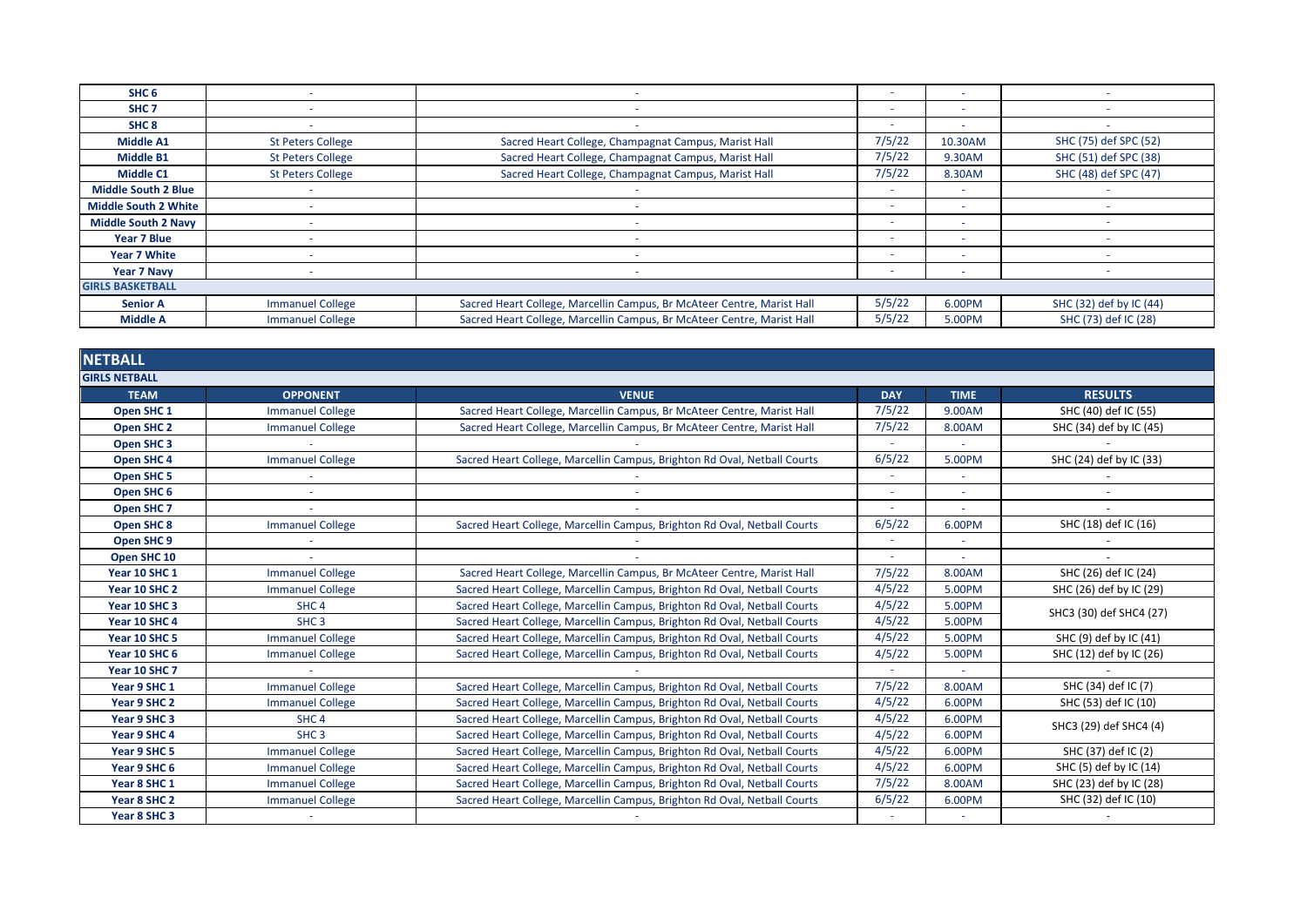| | | | | | |
|---|---|---|---|---|---|
| **SHC 6** | - | - | - | - | - |
| **SHC 7** | - | - | - | - | - |
| **SHC 8** | - | - | - | - | - |
| **Middle A1** | St Peters College | Sacred Heart College, Champagnat Campus, Marist Hall | 7/5/22 | 10.30AM | SHC (75) def SPC (52) |
| **Middle B1** | St Peters College | Sacred Heart College, Champagnat Campus, Marist Hall | 7/5/22 | 9.30AM | SHC (51) def SPC (38) |
| **Middle C1** | St Peters College | Sacred Heart College, Champagnat Campus, Marist Hall | 7/5/22 | 8.30AM | SHC (48) def SPC (47) |
| **Middle South 2 Blue** | - | - | - | - | - |
| **Middle South 2 White** | - | - | - | - | - |
| **Middle South 2 Navy** | - | - | - | - | - |
| **Year 7 Blue** | - | - | - | - | - |
| **Year 7 White** | - | - | - | - | - |
| **Year 7 Navy** | - | - | - | - | - |
| **GIRLS BASKETBALL** | | | | | |
| **Senior A** | Immanuel College | Sacred Heart College, Marcellin Campus, Br McAteer Centre, Marist Hall | 5/5/22 | 6.00PM | SHC (32) def by IC (44) |
| **Middle A** | Immanuel College | Sacred Heart College, Marcellin Campus, Br McAteer Centre, Marist Hall | 5/5/22 | 5.00PM | SHC (73) def IC (28) |

## NETBALL

**GIRLS NETBALL**

| TEAM | OPPONENT | VENUE | DAY | TIME | RESULTS |
|---|---|---|---|---|---|
| **Open SHC 1** | Immanuel College | Sacred Heart College, Marcellin Campus, Br McAteer Centre, Marist Hall | 7/5/22 | 9.00AM | SHC (40) def IC (55) |
| **Open SHC 2** | Immanuel College | Sacred Heart College, Marcellin Campus, Br McAteer Centre, Marist Hall | 7/5/22 | 8.00AM | SHC (34) def by IC (45) |
| **Open SHC 3** | - | - | - | - | - |
| **Open SHC 4** | Immanuel College | Sacred Heart College, Marcellin Campus, Brighton Rd Oval, Netball Courts | 6/5/22 | 5.00PM | SHC (24) def by IC (33) |
| **Open SHC 5** | - | - | - | - | - |
| **Open SHC 6** | - | - | - | - | - |
| **Open SHC 7** | - | - | - | - | - |
| **Open SHC 8** | Immanuel College | Sacred Heart College, Marcellin Campus, Brighton Rd Oval, Netball Courts | 6/5/22 | 6.00PM | SHC (18) def IC (16) |
| **Open SHC 9** | - | - | - | - | - |
| **Open SHC 10** | - | - | - | - | - |
| **Year 10 SHC 1** | Immanuel College | Sacred Heart College, Marcellin Campus, Br McAteer Centre, Marist Hall | 7/5/22 | 8.00AM | SHC (26) def IC (24) |
| **Year 10 SHC 2** | Immanuel College | Sacred Heart College, Marcellin Campus, Brighton Rd Oval, Netball Courts | 4/5/22 | 5.00PM | SHC (26) def by IC (29) |
| **Year 10 SHC 3** | SHC 4 | Sacred Heart College, Marcellin Campus, Brighton Rd Oval, Netball Courts | 4/5/22 | 5.00PM | SHC3 (30) def SHC4 (27) |
| **Year 10 SHC 4** | SHC 3 | Sacred Heart College, Marcellin Campus, Brighton Rd Oval, Netball Courts | 4/5/22 | 5.00PM | |
| **Year 10 SHC 5** | Immanuel College | Sacred Heart College, Marcellin Campus, Brighton Rd Oval, Netball Courts | 4/5/22 | 5.00PM | SHC (9) def by IC (41) |
| **Year 10 SHC 6** | Immanuel College | Sacred Heart College, Marcellin Campus, Brighton Rd Oval, Netball Courts | 4/5/22 | 5.00PM | SHC (12) def by IC (26) |
| **Year 10 SHC 7** | - | - | - | - | - |
| **Year 9 SHC 1** | Immanuel College | Sacred Heart College, Marcellin Campus, Brighton Rd Oval, Netball Courts | 7/5/22 | 8.00AM | SHC (34) def IC (7) |
| **Year 9 SHC 2** | Immanuel College | Sacred Heart College, Marcellin Campus, Brighton Rd Oval, Netball Courts | 4/5/22 | 6.00PM | SHC (53) def IC (10) |
| **Year 9 SHC 3** | SHC 4 | Sacred Heart College, Marcellin Campus, Brighton Rd Oval, Netball Courts | 4/5/22 | 6.00PM | SHC3 (29) def SHC4 (4) |
| **Year 9 SHC 4** | SHC 3 | Sacred Heart College, Marcellin Campus, Brighton Rd Oval, Netball Courts | 4/5/22 | 6.00PM | |
| **Year 9 SHC 5** | Immanuel College | Sacred Heart College, Marcellin Campus, Brighton Rd Oval, Netball Courts | 4/5/22 | 6.00PM | SHC (37) def IC (2) |
| **Year 9 SHC 6** | Immanuel College | Sacred Heart College, Marcellin Campus, Brighton Rd Oval, Netball Courts | 4/5/22 | 6.00PM | SHC (5) def by IC (14) |
| **Year 8 SHC 1** | Immanuel College | Sacred Heart College, Marcellin Campus, Brighton Rd Oval, Netball Courts | 7/5/22 | 8.00AM | SHC (23) def by IC (28) |
| **Year 8 SHC 2** | Immanuel College | Sacred Heart College, Marcellin Campus, Brighton Rd Oval, Netball Courts | 6/5/22 | 6.00PM | SHC (32) def IC (10) |
| **Year 8 SHC 3** | - | - | - | - | - |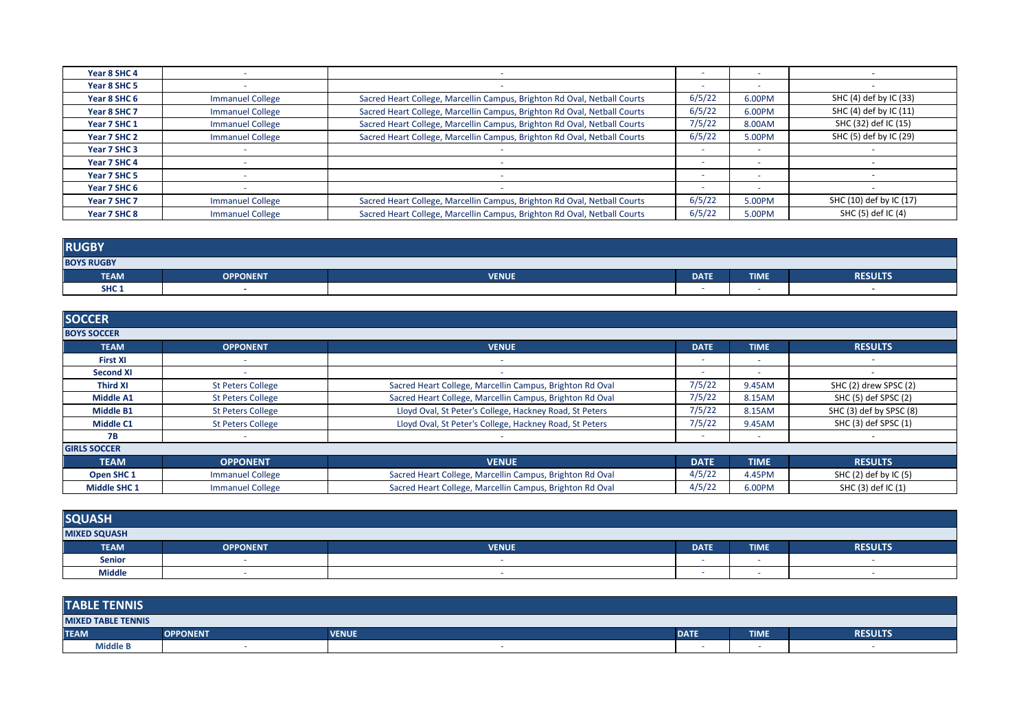| | | | | | |
|---|---|---|---|---|---|
| Year 8 SHC 4 | - | - | - | - | - |
| Year 8 SHC 5 | - | - | - | - | - |
| Year 8 SHC 6 | Immanuel College | Sacred Heart College, Marcellin Campus, Brighton Rd Oval, Netball Courts | 6/5/22 | 6.00PM | SHC (4) def by IC (33) |
| Year 8 SHC 7 | Immanuel College | Sacred Heart College, Marcellin Campus, Brighton Rd Oval, Netball Courts | 6/5/22 | 6.00PM | SHC (4) def by IC (11) |
| Year 7 SHC 1 | Immanuel College | Sacred Heart College, Marcellin Campus, Brighton Rd Oval, Netball Courts | 7/5/22 | 8.00AM | SHC (32) def IC (15) |
| Year 7 SHC 2 | Immanuel College | Sacred Heart College, Marcellin Campus, Brighton Rd Oval, Netball Courts | 6/5/22 | 5.00PM | SHC (5) def by IC (29) |
| Year 7 SHC 3 | - | - | - | - | - |
| Year 7 SHC 4 | - | - | - | - | - |
| Year 7 SHC 5 | - | - | - | - | - |
| Year 7 SHC 6 | - | - | - | - | - |
| Year 7 SHC 7 | Immanuel College | Sacred Heart College, Marcellin Campus, Brighton Rd Oval, Netball Courts | 6/5/22 | 5.00PM | SHC (10) def by IC (17) |
| Year 7 SHC 8 | Immanuel College | Sacred Heart College, Marcellin Campus, Brighton Rd Oval, Netball Courts | 6/5/22 | 5.00PM | SHC (5) def IC (4) |

## RUGBY

**BOYS RUGBY**

| TEAM | OPPONENT | VENUE | DATE | TIME | RESULTS |
|---|---|---|---|---|---|
| SHC 1 | - | | - | - | - |

## SOCCER

**BOYS SOCCER**

| TEAM | OPPONENT | VENUE | DATE | TIME | RESULTS |
|---|---|---|---|---|---|
| First XI | - | - | - | - | - |
| Second XI | - | - | - | - | - |
| Third XI | St Peters College | Sacred Heart College, Marcellin Campus, Brighton Rd Oval | 7/5/22 | 9.45AM | SHC (2) drew SPSC (2) |
| Middle A1 | St Peters College | Sacred Heart College, Marcellin Campus, Brighton Rd Oval | 7/5/22 | 8.15AM | SHC (5) def SPSC (2) |
| Middle B1 | St Peters College | Lloyd Oval, St Peter's College, Hackney Road, St Peters | 7/5/22 | 8.15AM | SHC (3) def by SPSC (8) |
| Middle C1 | St Peters College | Lloyd Oval, St Peter's College, Hackney Road, St Peters | 7/5/22 | 9.45AM | SHC (3) def SPSC (1) |
| 7B | - | - | - | - | - |

**GIRLS SOCCER**

| TEAM | OPPONENT | VENUE | DATE | TIME | RESULTS |
|---|---|---|---|---|---|
| Open SHC 1 | Immanuel College | Sacred Heart College, Marcellin Campus, Brighton Rd Oval | 4/5/22 | 4.45PM | SHC (2) def by IC (5) |
| Middle SHC 1 | Immanuel College | Sacred Heart College, Marcellin Campus, Brighton Rd Oval | 4/5/22 | 6.00PM | SHC (3) def IC (1) |

## SQUASH

**MIXED SQUASH**

| TEAM | OPPONENT | VENUE | DATE | TIME | RESULTS |
|---|---|---|---|---|---|
| Senior | - | - | - | - | - |
| Middle | - | - | - | - | - |

## TABLE TENNIS

**MIXED TABLE TENNIS**

| TEAM | OPPONENT | VENUE | DATE | TIME | RESULTS |
|---|---|---|---|---|---|
| Middle B | - | - | - | - | - |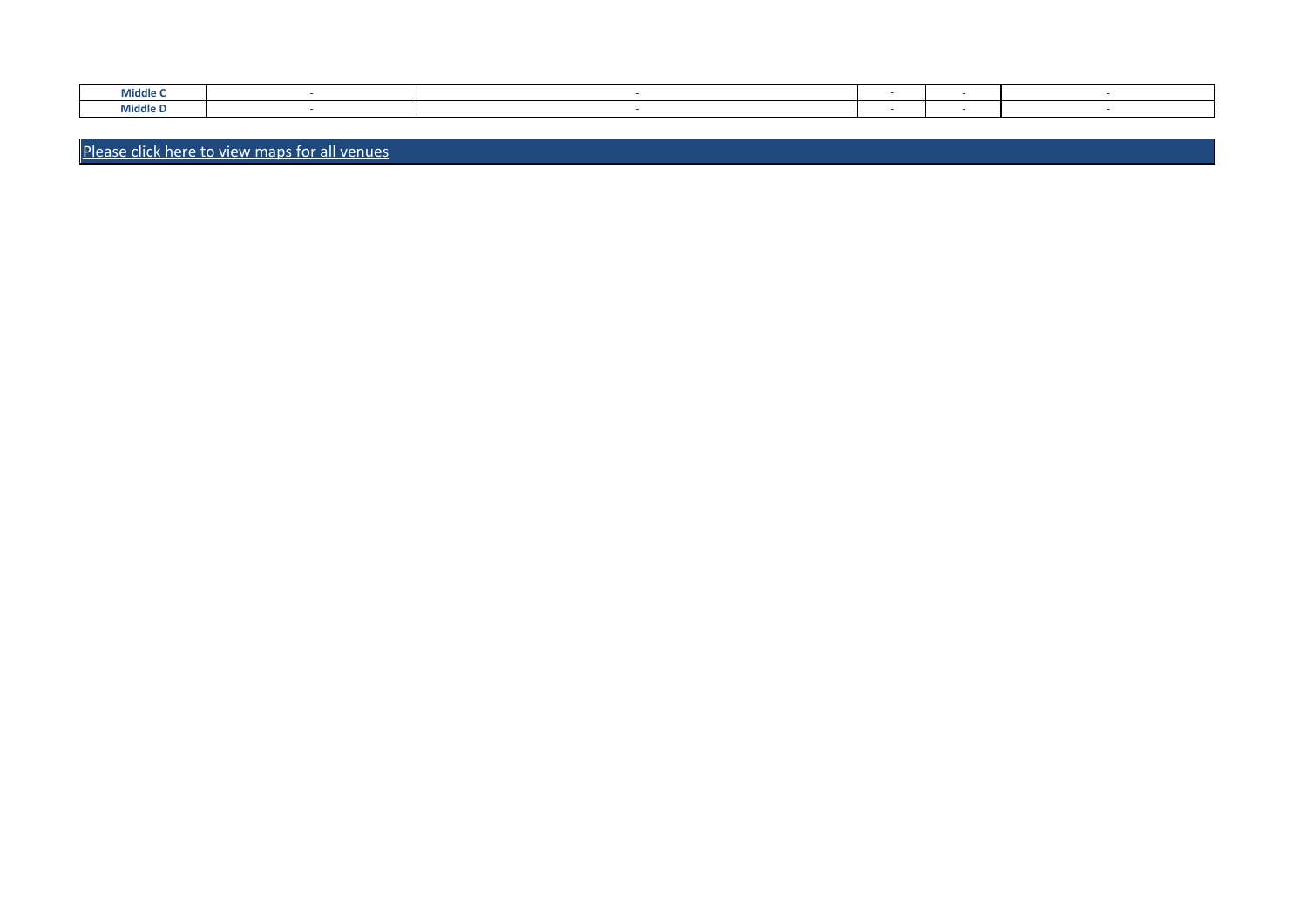| | | | | | |
|---|---|---|---|---|---|
| **Middle C** | - | - | - | - | - |
| **Middle D** | - | - | - | - | - |

Please click here to view maps for all venues